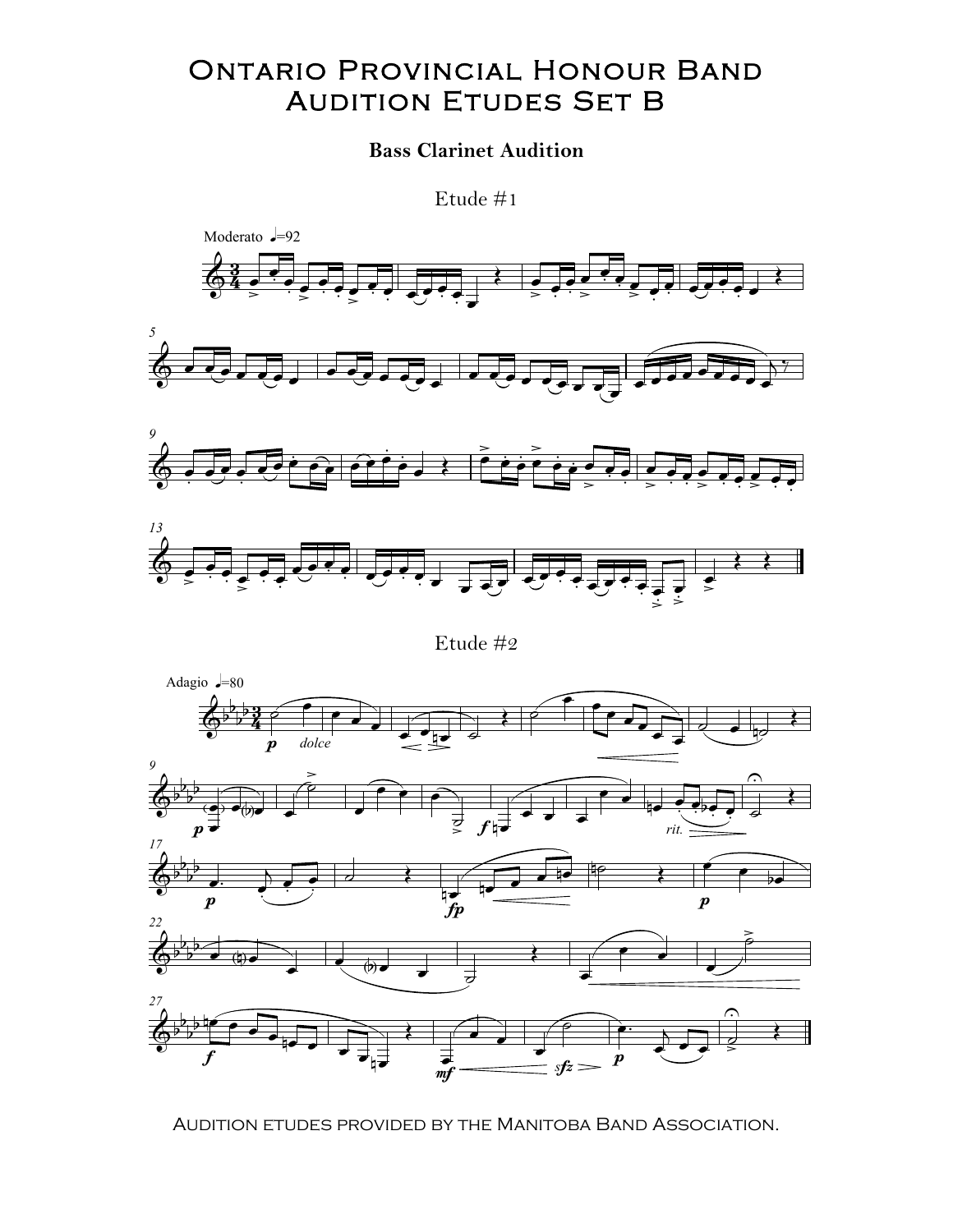# Ontario Provincial Honour Band Audition Etudes Set B

## Bass Clarinet Audition

### Etude #1

### Etude #2

Audition etudes provided by the Manitoba Band Association.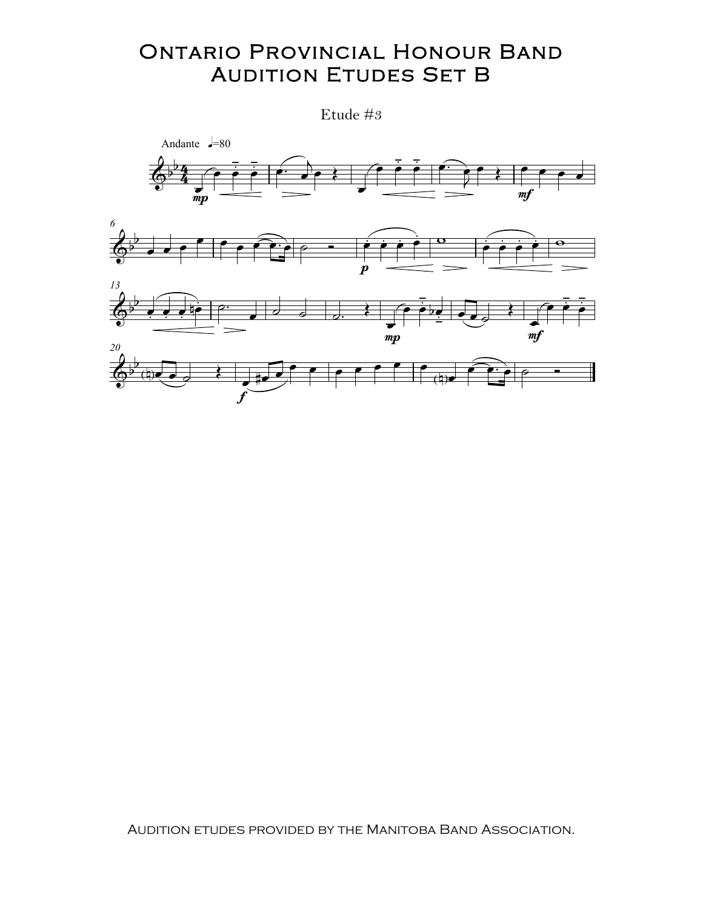# Ontario Provincial Honour Band
# Audition Etudes Set B

Etude #3

Audition etudes provided by the Manitoba Band Association.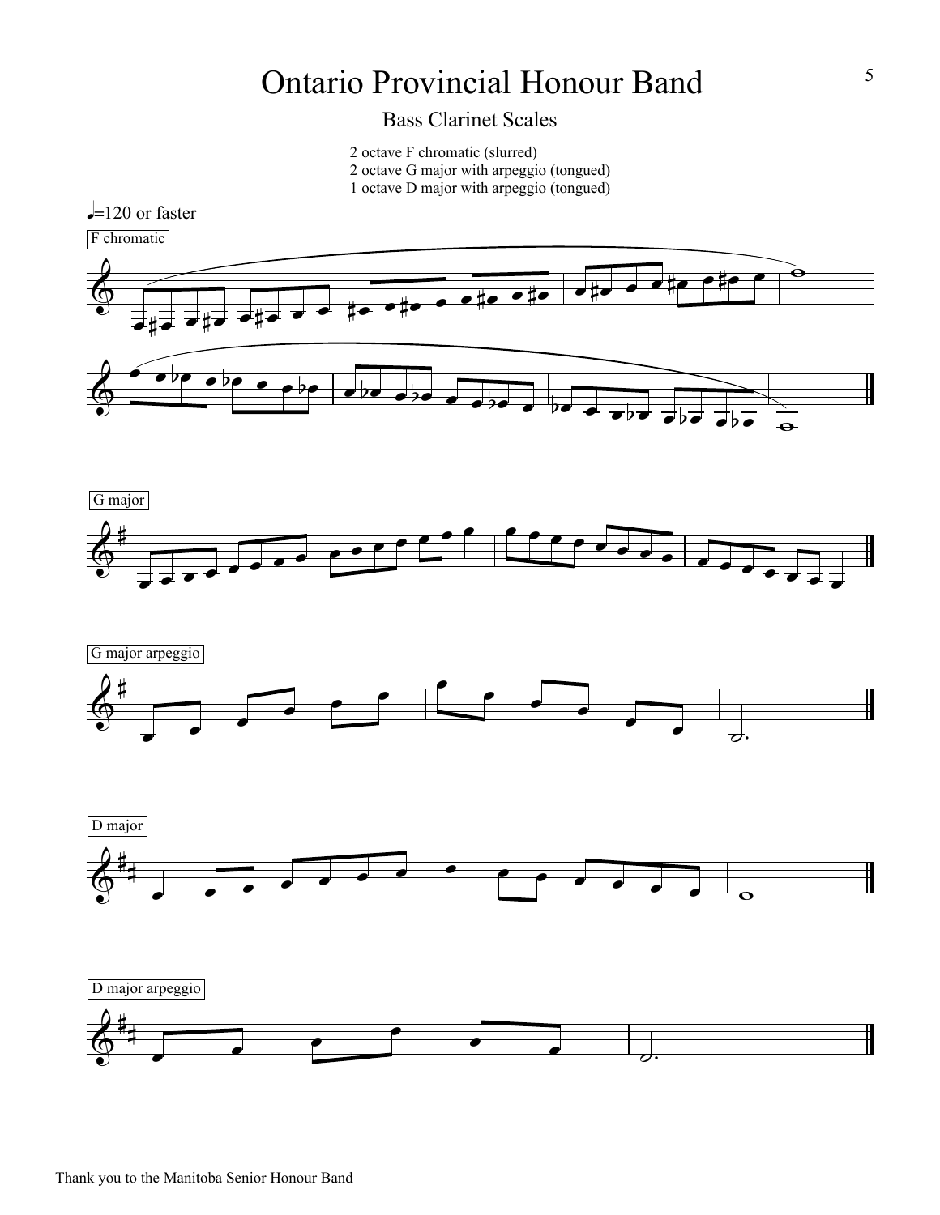# Ontario Provincial Honour Band

## Bass Clarinet Scales

2 octave F chromatic (slurred)
2 octave G major with arpeggio (tongued)
1 octave D major with arpeggio (tongued)

♩=120 or faster

F chromatic

G major

G major arpeggio

D major

D major arpeggio

Thank you to the Manitoba Senior Honour Band